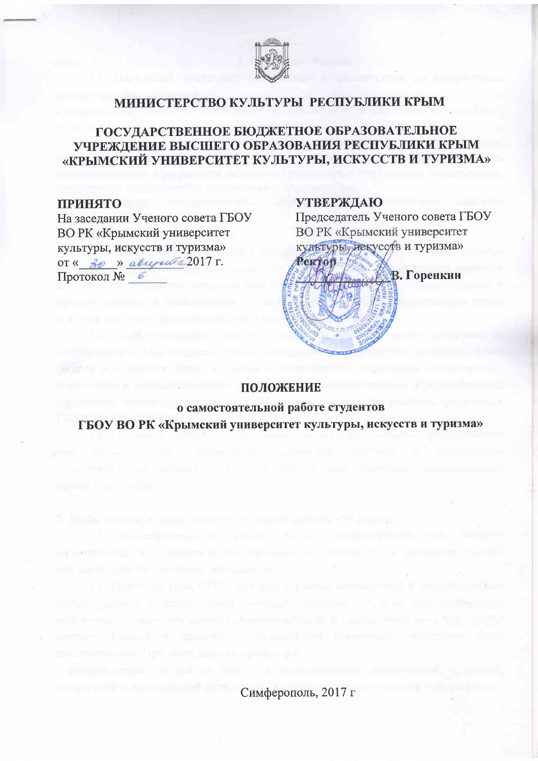# МИНИСТЕРСТВО КУЛЬТУРЫ РЕСПУБЛИКИ КРЫМ

## ГОСУДАРСТВЕННОЕ БЮДЖЕТНОЕ ОБРАЗОВАТЕЛЬНОЕ УЧРЕЖДЕНИЕ ВЫСШЕГО ОБРАЗОВАНИЯ РЕСПУБЛИКИ КРЫМ «КРЫМСКИЙ УНИВЕРСИТЕТ КУЛЬТУРЫ, ИСКУССТВ И ТУРИЗМА»

**ПРИНЯТО**
На заседании Ученого совета ГБОУ ВО РК «Крымский университет культуры, искусств и туризма»
от «30» августа 2017 г.
Протокол № 6

**УТВЕРЖДАЮ**
Председатель Ученого совета ГБОУ ВО РК «Крымский университет культуры, искусств и туризма»
**Ректор**
_________ **В. Горенкин**

## ПОЛОЖЕНИЕ

**о самостоятельной работе студентов**

**ГБОУ ВО РК «Крымский университет культуры, искусств и туризма»**

Симферополь, 2017 г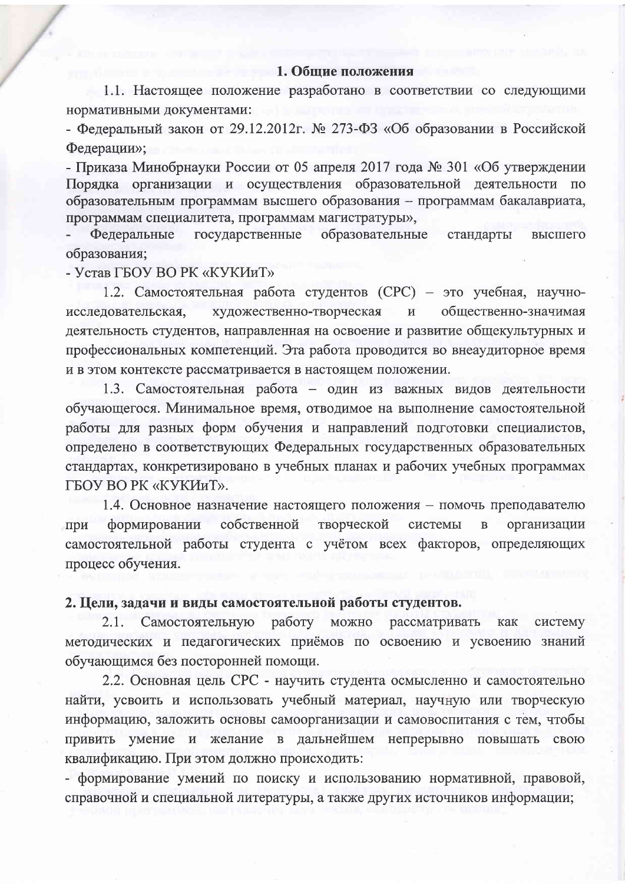## 1. Общие положения

1.1. Настоящее положение разработано в соответствии со следующими нормативными документами:

- Федеральный закон от 29.12.2012г. № 273-ФЗ «Об образовании в Российской Федерации»;
- Приказа Минобрнауки России от 05 апреля 2017 года № 301 «Об утверждении Порядка организации и осуществления образовательной деятельности по образовательным программам высшего образования – программам бакалавриата, программам специалитета, программам магистратуры»,
- Федеральные государственные образовательные стандарты высшего образования;
- Устав ГБОУ ВО РК «КУКИиТ»

1.2. Самостоятельная работа студентов (СРС) – это учебная, научно-исследовательская, художественно-творческая и общественно-значимая деятельность студентов, направленная на освоение и развитие общекультурных и профессиональных компетенций. Эта работа проводится во внеаудиторное время и в этом контексте рассматривается в настоящем положении.

1.3. Самостоятельная работа – один из важных видов деятельности обучающегося. Минимальное время, отводимое на выполнение самостоятельной работы для разных форм обучения и направлений подготовки специалистов, определено в соответствующих Федеральных государственных образовательных стандартах, конкретизировано в учебных планах и рабочих учебных программах ГБОУ ВО РК «КУКИиТ».

1.4. Основное назначение настоящего положения – помочь преподавателю при формировании собственной творческой системы в организации самостоятельной работы студента с учётом всех факторов, определяющих процесс обучения.

## 2. Цели, задачи и виды самостоятельной работы студентов.

2.1. Самостоятельную работу можно рассматривать как систему методических и педагогических приёмов по освоению и усвоению знаний обучающимся без посторонней помощи.

2.2. Основная цель СРС - научить студента осмысленно и самостоятельно найти, усвоить и использовать учебный материал, научную или творческую информацию, заложить основы самоорганизации и самовоспитания с тем, чтобы привить умение и желание в дальнейшем непрерывно повышать свою квалификацию. При этом должно происходить:

- формирование умений по поиску и использованию нормативной, правовой, справочной и специальной литературы, а также других источников информации;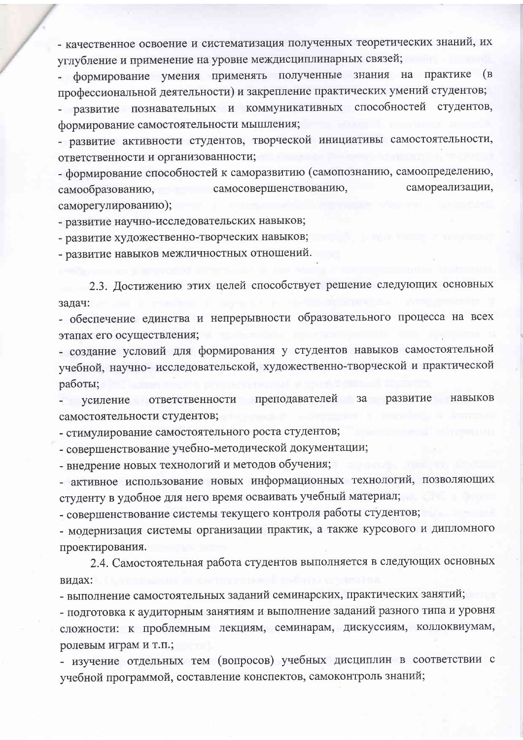- качественное освоение и систематизация полученных теоретических знаний, их углубление и применение на уровне междисциплинарных связей;
- формирование умения применять полученные знания на практике (в профессиональной деятельности) и закрепление практических умений студентов;
- развитие познавательных и коммуникативных способностей студентов, формирование самостоятельности мышления;
- развитие активности студентов, творческой инициативы самостоятельности, ответственности и организованности;
- формирование способностей к саморазвитию (самопознанию, самоопределению, самообразованию, самосовершенствованию, самореализации, саморегулированию);
- развитие научно-исследовательских навыков;
- развитие художественно-творческих навыков;
- развитие навыков межличностных отношений.

2.3. Достижению этих целей способствует решение следующих основных задач:
- обеспечение единства и непрерывности образовательного процесса на всех этапах его осуществления;
- создание условий для формирования у студентов навыков самостоятельной учебной, научно- исследовательской, художественно-творческой и практической работы;
- усиление ответственности преподавателей за развитие навыков самостоятельности студентов;
- стимулирование самостоятельного роста студентов;
- совершенствование учебно-методической документации;
- внедрение новых технологий и методов обучения;
- активное использование новых информационных технологий, позволяющих студенту в удобное для него время осваивать учебный материал;
- совершенствование системы текущего контроля работы студентов;
- модернизация системы организации практик, а также курсового и дипломного проектирования.

2.4. Самостоятельная работа студентов выполняется в следующих основных видах:
- выполнение самостоятельных заданий семинарских, практических занятий;
- подготовка к аудиторным занятиям и выполнение заданий разного типа и уровня сложности: к проблемным лекциям, семинарам, дискуссиям, коллоквиумам, ролевым играм и т.п.;
- изучение отдельных тем (вопросов) учебных дисциплин в соответствии с учебной программой, составление конспектов, самоконтроль знаний;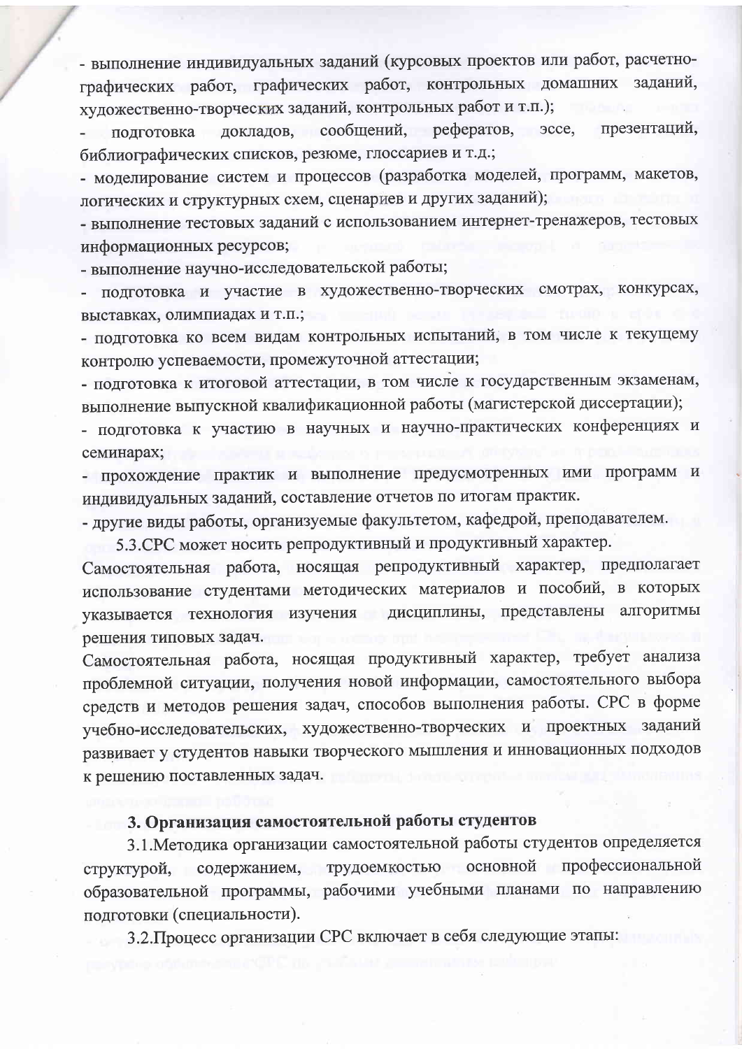- выполнение индивидуальных заданий (курсовых проектов или работ, расчетно-графических работ, графических работ, контрольных домашних заданий, художественно-творческих заданий, контрольных работ и т.п.);

- подготовка докладов, сообщений, рефератов, эссе, презентаций, библиографических списков, резюме, глоссариев и т.д.;

- моделирование систем и процессов (разработка моделей, программ, макетов, логических и структурных схем, сценариев и других заданий);

- выполнение тестовых заданий с использованием интернет-тренажеров, тестовых информационных ресурсов;

- выполнение научно-исследовательской работы;

- подготовка и участие в художественно-творческих смотрах, конкурсах, выставках, олимпиадах и т.п.;

- подготовка ко всем видам контрольных испытаний, в том числе к текущему контролю успеваемости, промежуточной аттестации;

- подготовка к итоговой аттестации, в том числе к государственным экзаменам, выполнение выпускной квалификационной работы (магистерской диссертации);

- подготовка к участию в научных и научно-практических конференциях и семинарах;

- прохождение практик и выполнение предусмотренных ими программ и индивидуальных заданий, составление отчетов по итогам практик.

- другие виды работы, организуемые факультетом, кафедрой, преподавателем.

5.3.СРС может носить репродуктивный и продуктивный характер.

Самостоятельная работа, носящая репродуктивный характер, предполагает использование студентами методических материалов и пособий, в которых указывается технология изучения дисциплины, представлены алгоритмы решения типовых задач.

Самостоятельная работа, носящая продуктивный характер, требует анализа проблемной ситуации, получения новой информации, самостоятельного выбора средств и методов решения задач, способов выполнения работы. СРС в форме учебно-исследовательских, художественно-творческих и проектных заданий развивает у студентов навыки творческого мышления и инновационных подходов к решению поставленных задач.

### 3. Организация самостоятельной работы студентов

3.1.Методика организации самостоятельной работы студентов определяется структурой, содержанием, трудоемкостью основной профессиональной образовательной программы, рабочими учебными планами по направлению подготовки (специальности).

3.2.Процесс организации СРС включает в себя следующие этапы: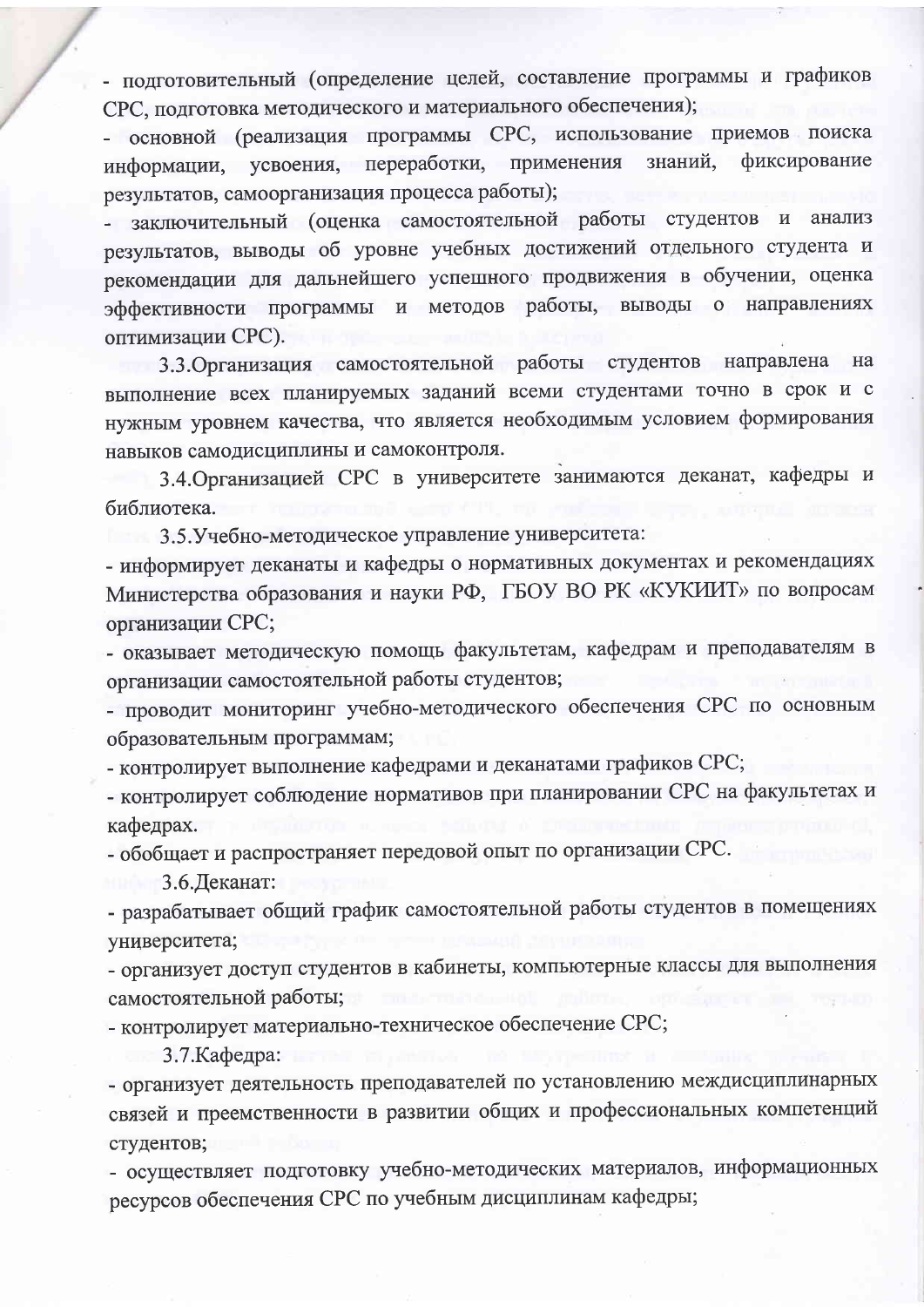- подготовительный (определение целей, составление программы и графиков СРС, подготовка методического и материального обеспечения);
- основной (реализация программы СРС, использование приемов поиска информации, усвоения, переработки, применения знаний, фиксирование результатов, самоорганизация процесса работы);
- заключительный (оценка самостоятельной работы студентов и анализ результатов, выводы об уровне учебных достижений отдельного студента и рекомендации для дальнейшего успешного продвижения в обучении, оценка эффективности программы и методов работы, выводы о направлениях оптимизации СРС).

3.3.Организация самостоятельной работы студентов направлена на выполнение всех планируемых заданий всеми студентами точно в срок и с нужным уровнем качества, что является необходимым условием формирования навыков самодисциплины и самоконтроля.

3.4.Организацией СРС в университете занимаются деканат, кафедры и библиотека.

3.5.Учебно-методическое управление университета:
- информирует деканаты и кафедры о нормативных документах и рекомендациях Министерства образования и науки РФ, ГБОУ ВО РК «КУКИИТ» по вопросам организации СРС;
- оказывает методическую помощь факультетам, кафедрам и преподавателям в организации самостоятельной работы студентов;
- проводит мониторинг учебно-методического обеспечения СРС по основным образовательным программам;
- контролирует выполнение кафедрами и деканатами графиков СРС;
- контролирует соблюдение нормативов при планировании СРС на факультетах и кафедрах.
- обобщает и распространяет передовой опыт по организации СРС.

3.6.Деканат:
- разрабатывает общий график самостоятельной работы студентов в помещениях университета;
- организует доступ студентов в кабинеты, компьютерные классы для выполнения самостоятельной работы;
- контролирует материально-техническое обеспечение СРС;

3.7.Кафедра:
- организует деятельность преподавателей по установлению междисциплинарных связей и преемственности в развитии общих и профессиональных компетенций студентов;
- осуществляет подготовку учебно-методических материалов, информационных ресурсов обеспечения СРС по учебным дисциплинам кафедры;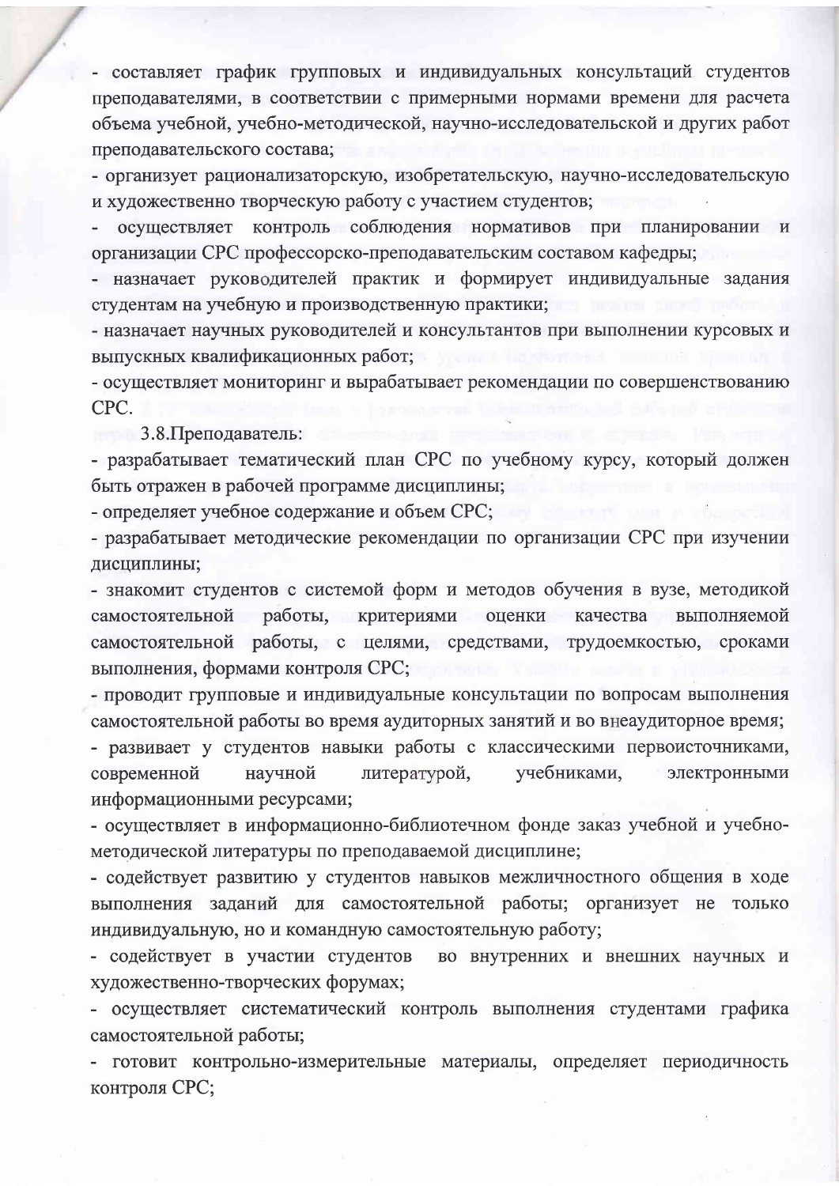- составляет график групповых и индивидуальных консультаций студентов преподавателями, в соответствии с примерными нормами времени для расчета объема учебной, учебно-методической, научно-исследовательской и других работ преподавательского состава;
- организует рационализаторскую, изобретательскую, научно-исследовательскую и художественно творческую работу с участием студентов;
- осуществляет контроль соблюдения нормативов при планировании и организации СРС профессорско-преподавательским составом кафедры;
- назначает руководителей практик и формирует индивидуальные задания студентам на учебную и производственную практики;
- назначает научных руководителей и консультантов при выполнении курсовых и выпускных квалификационных работ;
- осуществляет мониторинг и вырабатывает рекомендации по совершенствованию СРС.

3.8.Преподаватель:

- разрабатывает тематический план СРС по учебному курсу, который должен быть отражен в рабочей программе дисциплины;
- определяет учебное содержание и объем СРС;
- разрабатывает методические рекомендации по организации СРС при изучении дисциплины;
- знакомит студентов с системой форм и методов обучения в вузе, методикой самостоятельной работы, критериями оценки качества выполняемой самостоятельной работы, с целями, средствами, трудоемкостью, сроками выполнения, формами контроля СРС;
- проводит групповые и индивидуальные консультации по вопросам выполнения самостоятельной работы во время аудиторных занятий и во внеаудиторное время;
- развивает у студентов навыки работы с классическими первоисточниками, современной научной литературой, учебниками, электронными информационными ресурсами;
- осуществляет в информационно-библиотечном фонде заказ учебной и учебно-методической литературы по преподаваемой дисциплине;
- содействует развитию у студентов навыков межличностного общения в ходе выполнения заданий для самостоятельной работы; организует не только индивидуальную, но и командную самостоятельную работу;
- содействует в участии студентов во внутренних и внешних научных и художественно-творческих форумах;
- осуществляет систематический контроль выполнения студентами графика самостоятельной работы;
- готовит контрольно-измерительные материалы, определяет периодичность контроля СРС;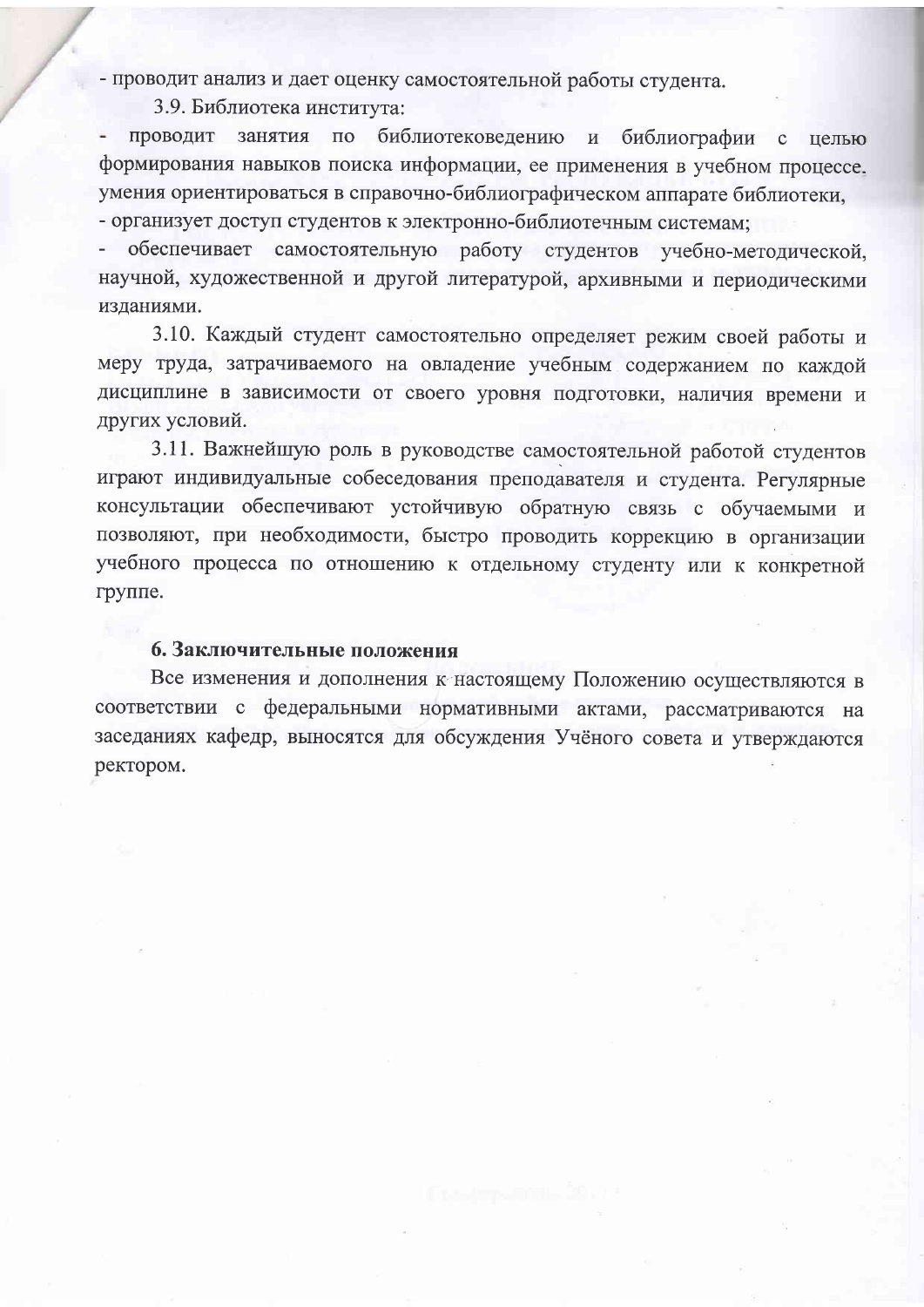- проводит анализ и дает оценку самостоятельной работы студента.

3.9. Библиотека института:

- проводит занятия по библиотековедению и библиографии с целью формирования навыков поиска информации, ее применения в учебном процессе, умения ориентироваться в справочно-библиографическом аппарате библиотеки,
- организует доступ студентов к электронно-библиотечным системам;
- обеспечивает самостоятельную работу студентов учебно-методической, научной, художественной и другой литературой, архивными и периодическими изданиями.

3.10. Каждый студент самостоятельно определяет режим своей работы и меру труда, затрачиваемого на овладение учебным содержанием по каждой дисциплине в зависимости от своего уровня подготовки, наличия времени и других условий.

3.11. Важнейшую роль в руководстве самостоятельной работой студентов играют индивидуальные собеседования преподавателя и студента. Регулярные консультации обеспечивают устойчивую обратную связь с обучаемыми и позволяют, при необходимости, быстро проводить коррекцию в организации учебного процесса по отношению к отдельному студенту или к конкретной группе.

**6. Заключительные положения**

Все изменения и дополнения к настоящему Положению осуществляются в соответствии с федеральными нормативными актами, рассматриваются на заседаниях кафедр, выносятся для обсуждения Учёного совета и утверждаются ректором.